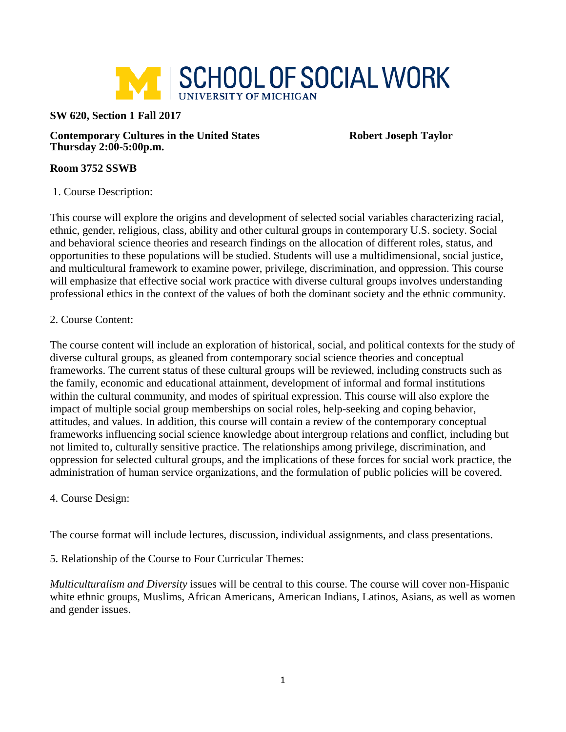SCHOOL OF SOCIAL WORK
UNIVERSITY OF MICHIGAN

**SW 620, Section 1 Fall 2017**

**Contemporary Cultures in the United States** **Robert Joseph Taylor**
**Thursday 2:00-5:00p.m.**

**Room 3752 SSWB**

1. Course Description:

This course will explore the origins and development of selected social variables characterizing racial, ethnic, gender, religious, class, ability and other cultural groups in contemporary U.S. society. Social and behavioral science theories and research findings on the allocation of different roles, status, and opportunities to these populations will be studied. Students will use a multidimensional, social justice, and multicultural framework to examine power, privilege, discrimination, and oppression. This course will emphasize that effective social work practice with diverse cultural groups involves understanding professional ethics in the context of the values of both the dominant society and the ethnic community.

2. Course Content:

The course content will include an exploration of historical, social, and political contexts for the study of diverse cultural groups, as gleaned from contemporary social science theories and conceptual frameworks. The current status of these cultural groups will be reviewed, including constructs such as the family, economic and educational attainment, development of informal and formal institutions within the cultural community, and modes of spiritual expression. This course will also explore the impact of multiple social group memberships on social roles, help-seeking and coping behavior, attitudes, and values. In addition, this course will contain a review of the contemporary conceptual frameworks influencing social science knowledge about intergroup relations and conflict, including but not limited to, culturally sensitive practice. The relationships among privilege, discrimination, and oppression for selected cultural groups, and the implications of these forces for social work practice, the administration of human service organizations, and the formulation of public policies will be covered.

4. Course Design:

The course format will include lectures, discussion, individual assignments, and class presentations.

5. Relationship of the Course to Four Curricular Themes:

*Multiculturalism and Diversity* issues will be central to this course. The course will cover non-Hispanic white ethnic groups, Muslims, African Americans, American Indians, Latinos, Asians, as well as women and gender issues.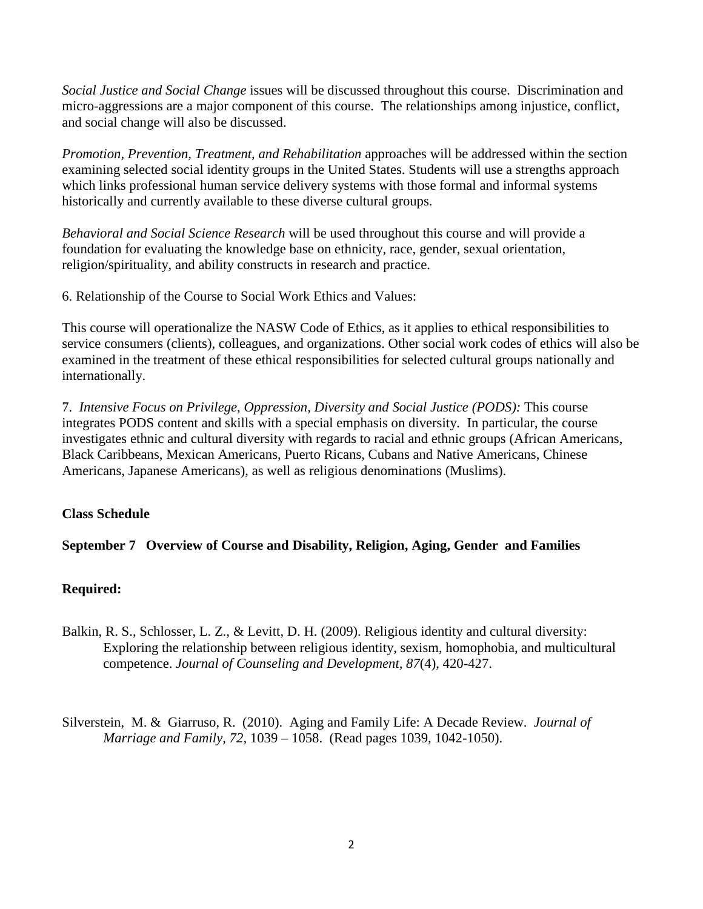*Social Justice and Social Change* issues will be discussed throughout this course. Discrimination and micro-aggressions are a major component of this course. The relationships among injustice, conflict, and social change will also be discussed.

*Promotion, Prevention, Treatment, and Rehabilitation* approaches will be addressed within the section examining selected social identity groups in the United States. Students will use a strengths approach which links professional human service delivery systems with those formal and informal systems historically and currently available to these diverse cultural groups.

*Behavioral and Social Science Research* will be used throughout this course and will provide a foundation for evaluating the knowledge base on ethnicity, race, gender, sexual orientation, religion/spirituality, and ability constructs in research and practice.

6. Relationship of the Course to Social Work Ethics and Values:

This course will operationalize the NASW Code of Ethics, as it applies to ethical responsibilities to service consumers (clients), colleagues, and organizations. Other social work codes of ethics will also be examined in the treatment of these ethical responsibilities for selected cultural groups nationally and internationally.

7. *Intensive Focus on Privilege, Oppression, Diversity and Social Justice (PODS):* This course integrates PODS content and skills with a special emphasis on diversity. In particular, the course investigates ethnic and cultural diversity with regards to racial and ethnic groups (African Americans, Black Caribbeans, Mexican Americans, Puerto Ricans, Cubans and Native Americans, Chinese Americans, Japanese Americans), as well as religious denominations (Muslims).

**Class Schedule**

**September 7 Overview of Course and Disability, Religion, Aging, Gender and Families**

**Required:**

Balkin, R. S., Schlosser, L. Z., & Levitt, D. H. (2009). Religious identity and cultural diversity: Exploring the relationship between religious identity, sexism, homophobia, and multicultural competence. *Journal of Counseling and Development, 87*(4), 420-427.

Silverstein, M. & Giarruso, R. (2010). Aging and Family Life: A Decade Review. *Journal of Marriage and Family, 72*, 1039 – 1058. (Read pages 1039, 1042-1050).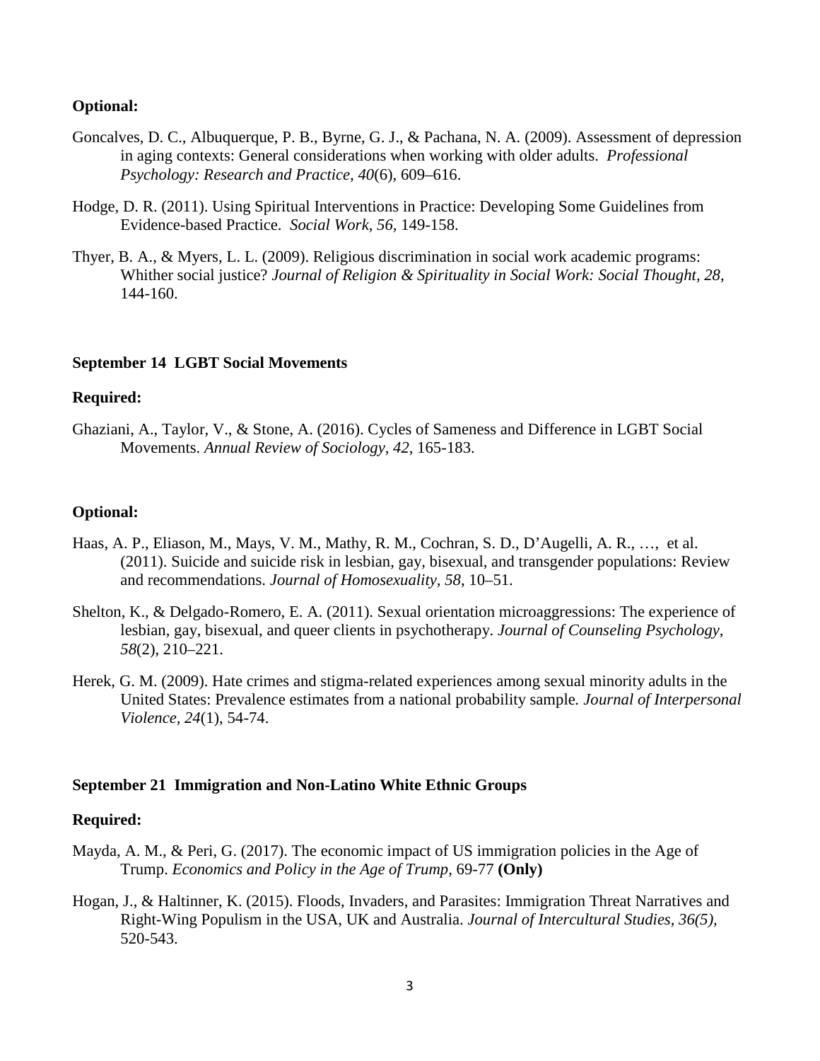**Optional:**

Goncalves, D. C., Albuquerque, P. B., Byrne, G. J., & Pachana, N. A. (2009). Assessment of depression in aging contexts: General considerations when working with older adults. *Professional Psychology: Research and Practice, 40*(6), 609–616.

Hodge, D. R. (2011). Using Spiritual Interventions in Practice: Developing Some Guidelines from Evidence-based Practice. *Social Work, 56,* 149-158.

Thyer, B. A., & Myers, L. L. (2009). Religious discrimination in social work academic programs: Whither social justice? *Journal of Religion & Spirituality in Social Work: Social Thought, 28,* 144-160.

**September 14 LGBT Social Movements**

**Required:**

Ghaziani, A., Taylor, V., & Stone, A. (2016). Cycles of Sameness and Difference in LGBT Social Movements. *Annual Review of Sociology, 42*, 165-183.

**Optional:**

Haas, A. P., Eliason, M., Mays, V. M., Mathy, R. M., Cochran, S. D., D'Augelli, A. R., …, et al. (2011). Suicide and suicide risk in lesbian, gay, bisexual, and transgender populations: Review and recommendations. *Journal of Homosexuality, 58*, 10–51.

Shelton, K., & Delgado-Romero, E. A. (2011). Sexual orientation microaggressions: The experience of lesbian, gay, bisexual, and queer clients in psychotherapy. *Journal of Counseling Psychology, 58*(2), 210–221.

Herek, G. M. (2009). Hate crimes and stigma-related experiences among sexual minority adults in the United States: Prevalence estimates from a national probability sample*. Journal of Interpersonal Violence, 24*(1), 54-74.

**September 21 Immigration and Non-Latino White Ethnic Groups**

**Required:**

Mayda, A. M., & Peri, G. (2017). The economic impact of US immigration policies in the Age of Trump. *Economics and Policy in the Age of Trump*, 69-77 **(Only)**

Hogan, J., & Haltinner, K. (2015). Floods, Invaders, and Parasites: Immigration Threat Narratives and Right-Wing Populism in the USA, UK and Australia. *Journal of Intercultural Studies, 36(5),* 520-543.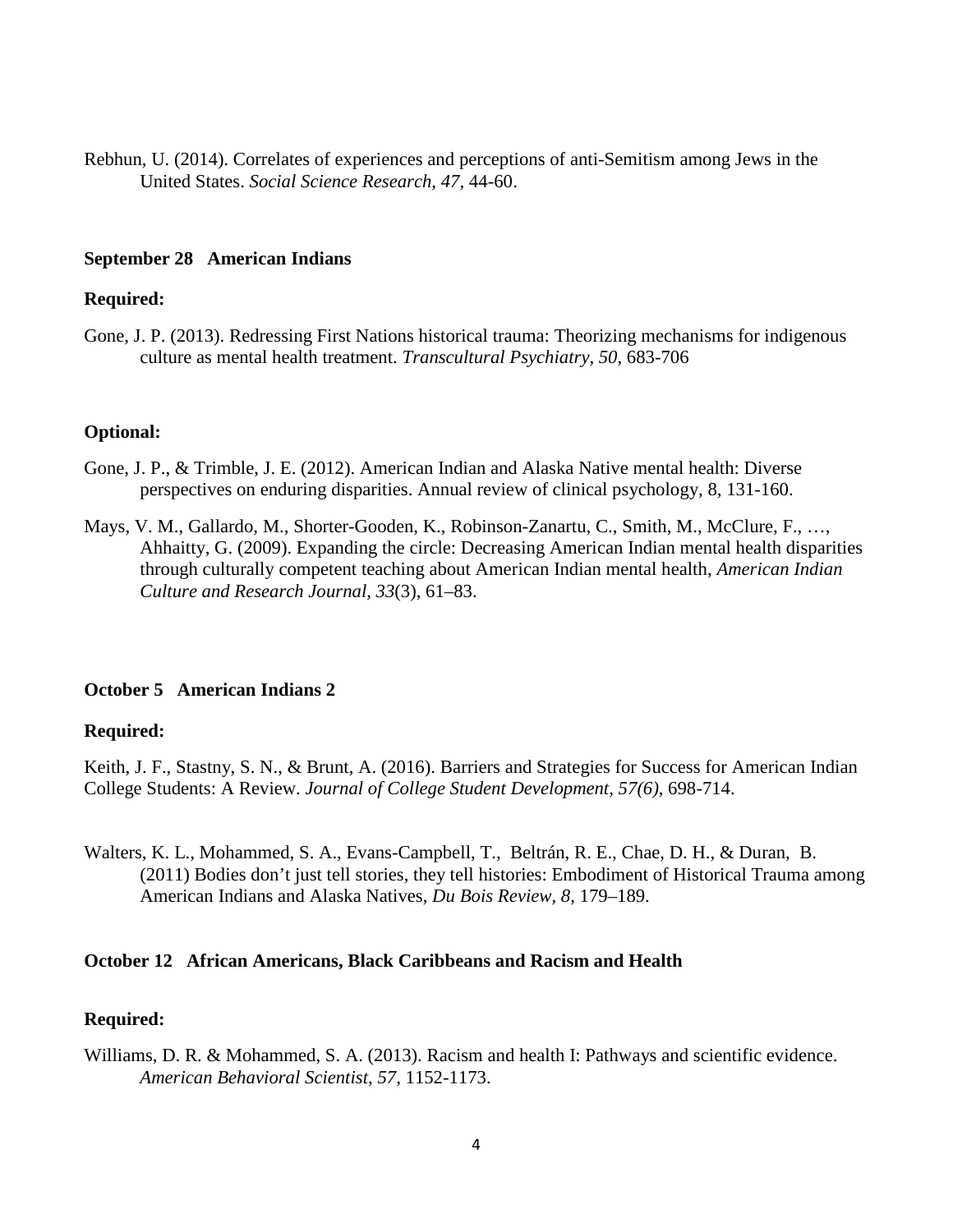Rebhun, U. (2014). Correlates of experiences and perceptions of anti-Semitism among Jews in the United States. *Social Science Research, 47*, 44-60.

**September 28   American Indians**

**Required:**

Gone, J. P. (2013). Redressing First Nations historical trauma: Theorizing mechanisms for indigenous culture as mental health treatment. *Transcultural Psychiatry, 50*, 683-706

**Optional:**

Gone, J. P., & Trimble, J. E. (2012). American Indian and Alaska Native mental health: Diverse perspectives on enduring disparities. Annual review of clinical psychology, 8, 131-160.

Mays, V. M., Gallardo, M., Shorter-Gooden, K., Robinson-Zanartu, C., Smith, M., McClure, F., …, Ahhaitty, G. (2009). Expanding the circle: Decreasing American Indian mental health disparities through culturally competent teaching about American Indian mental health, *American Indian Culture and Research Journal, 33*(3), 61–83.

**October 5   American Indians 2**

**Required:**

Keith, J. F., Stastny, S. N., & Brunt, A. (2016). Barriers and Strategies for Success for American Indian College Students: A Review. *Journal of College Student Development, 57(6),* 698-714.

Walters, K. L., Mohammed, S. A., Evans-Campbell, T., Beltrán, R. E., Chae, D. H., & Duran, B. (2011) Bodies don't just tell stories, they tell histories: Embodiment of Historical Trauma among American Indians and Alaska Natives, *Du Bois Review, 8*, 179–189.

**October 12   African Americans, Black Caribbeans and Racism and Health**

**Required:**

Williams, D. R. & Mohammed, S. A. (2013). Racism and health I: Pathways and scientific evidence. *American Behavioral Scientist, 57*, 1152-1173.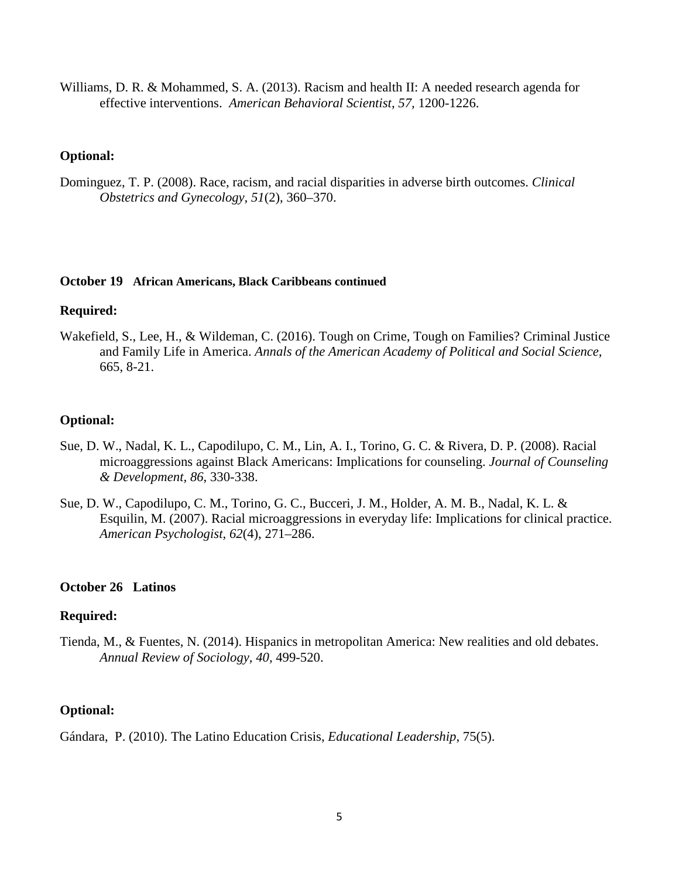Williams, D. R. & Mohammed, S. A. (2013). Racism and health II: A needed research agenda for effective interventions. *American Behavioral Scientist, 57,* 1200-1226.

**Optional:**

Dominguez, T. P. (2008). Race, racism, and racial disparities in adverse birth outcomes. *Clinical Obstetrics and Gynecology, 51*(2), 360–370.

**October 19 African Americans, Black Caribbeans continued**

**Required:**

Wakefield, S., Lee, H., & Wildeman, C. (2016). Tough on Crime, Tough on Families? Criminal Justice and Family Life in America. *Annals of the American Academy of Political and Social Science,* 665, 8-21.

**Optional:**

Sue, D. W., Nadal, K. L., Capodilupo, C. M., Lin, A. I., Torino, G. C. & Rivera, D. P. (2008). Racial microaggressions against Black Americans: Implications for counseling. *Journal of Counseling & Development, 86,* 330-338.

Sue, D. W., Capodilupo, C. M., Torino, G. C., Bucceri, J. M., Holder, A. M. B., Nadal, K. L. & Esquilin, M. (2007). Racial microaggressions in everyday life: Implications for clinical practice. *American Psychologist, 62*(4), 271–286.

**October 26 Latinos**

**Required:**

Tienda, M., & Fuentes, N. (2014). Hispanics in metropolitan America: New realities and old debates. *Annual Review of Sociology, 40,* 499-520.

**Optional:**

Gándara, P. (2010). The Latino Education Crisis, *Educational Leadership*, 75(5).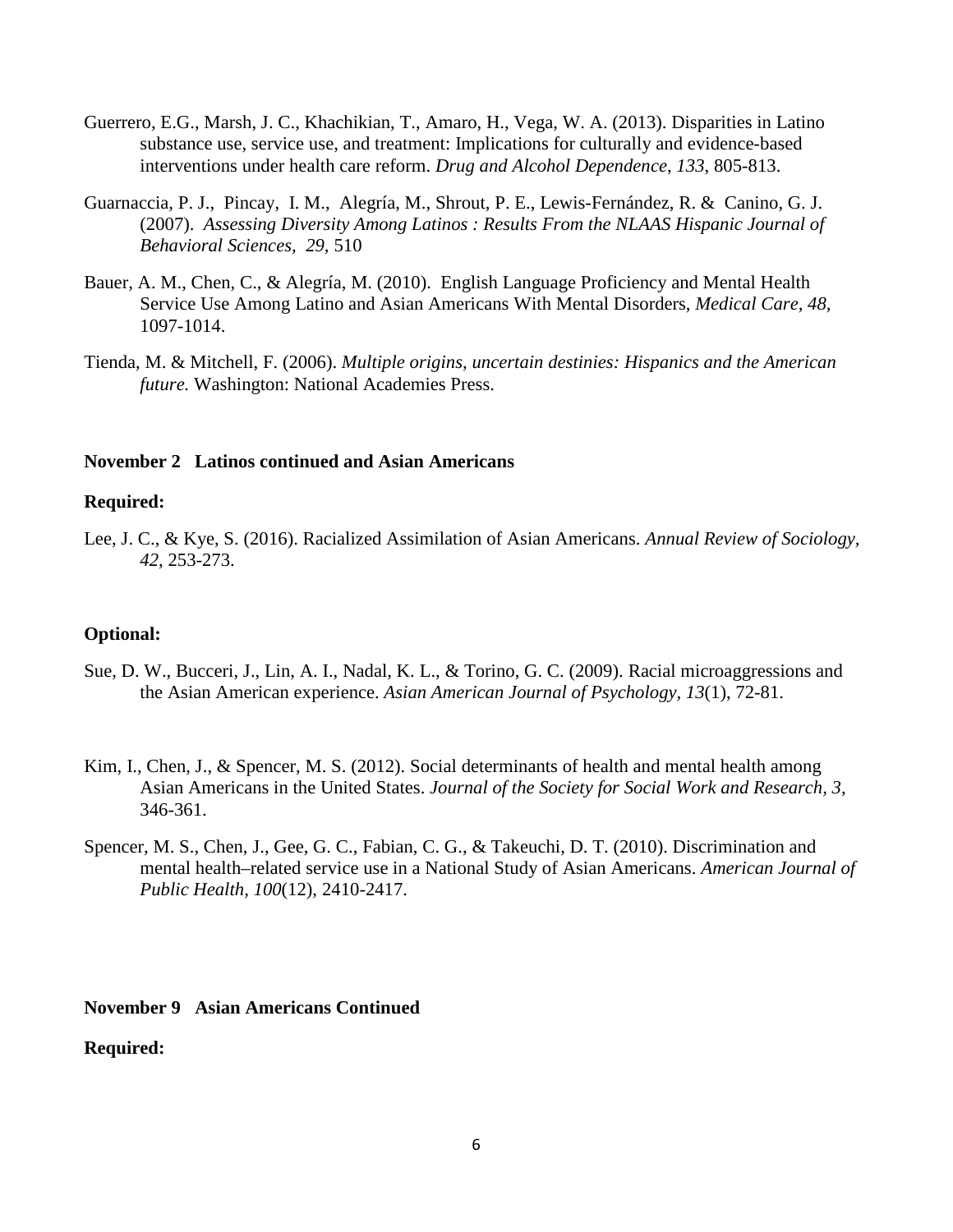Guerrero, E.G., Marsh, J. C., Khachikian, T., Amaro, H., Vega, W. A. (2013). Disparities in Latino substance use, service use, and treatment: Implications for culturally and evidence-based interventions under health care reform. *Drug and Alcohol Dependence, 133,* 805-813.

Guarnaccia, P. J., Pincay, I. M., Alegría, M., Shrout, P. E., Lewis-Fernández, R. & Canino, G. J. (2007). *Assessing Diversity Among Latinos : Results From the NLAAS Hispanic Journal of Behavioral Sciences, 29,* 510

Bauer, A. M., Chen, C., & Alegría, M. (2010). English Language Proficiency and Mental Health Service Use Among Latino and Asian Americans With Mental Disorders, *Medical Care, 48,* 1097-1014.

Tienda, M. & Mitchell, F. (2006). *Multiple origins, uncertain destinies: Hispanics and the American future.* Washington: National Academies Press.

**November 2 Latinos continued and Asian Americans**

**Required:**

Lee, J. C., & Kye, S. (2016). Racialized Assimilation of Asian Americans. *Annual Review of Sociology, 42,* 253-273.

**Optional:**

Sue, D. W., Bucceri, J., Lin, A. I., Nadal, K. L., & Torino, G. C. (2009). Racial microaggressions and the Asian American experience. *Asian American Journal of Psychology, 13*(1), 72-81.

Kim, I., Chen, J., & Spencer, M. S. (2012). Social determinants of health and mental health among Asian Americans in the United States. *Journal of the Society for Social Work and Research, 3,* 346-361.

Spencer, M. S., Chen, J., Gee, G. C., Fabian, C. G., & Takeuchi, D. T. (2010). Discrimination and mental health–related service use in a National Study of Asian Americans. *American Journal of Public Health, 100*(12), 2410-2417.

**November 9 Asian Americans Continued**

**Required:**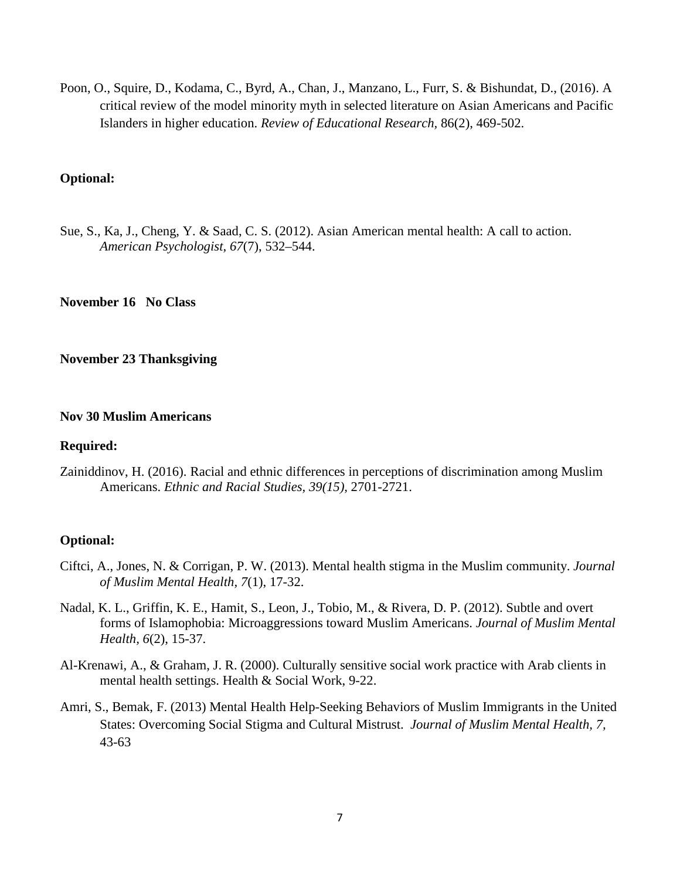Poon, O., Squire, D., Kodama, C., Byrd, A., Chan, J., Manzano, L., Furr, S. & Bishundat, D., (2016). A critical review of the model minority myth in selected literature on Asian Americans and Pacific Islanders in higher education. *Review of Educational Research,* 86(2), 469-502.

**Optional:**

Sue, S., Ka, J., Cheng, Y. & Saad, C. S. (2012). Asian American mental health: A call to action. *American Psychologist*, *67*(7), 532–544.

**November 16 No Class**

**November 23 Thanksgiving**

**Nov 30 Muslim Americans**

**Required:**

Zainiddinov, H. (2016). Racial and ethnic differences in perceptions of discrimination among Muslim Americans. *Ethnic and Racial Studies, 39(15)*, 2701-2721.

**Optional:**

Ciftci, A., Jones, N. & Corrigan, P. W. (2013). Mental health stigma in the Muslim community. *Journal of Muslim Mental Health, 7*(1), 17-32.

Nadal, K. L., Griffin, K. E., Hamit, S., Leon, J., Tobio, M., & Rivera, D. P. (2012). Subtle and overt forms of Islamophobia: Microaggressions toward Muslim Americans. *Journal of Muslim Mental Health*, *6*(2), 15-37.

Al-Krenawi, A., & Graham, J. R. (2000). Culturally sensitive social work practice with Arab clients in mental health settings. Health & Social Work, 9-22.

Amri, S., Bemak, F. (2013) Mental Health Help-Seeking Behaviors of Muslim Immigrants in the United States: Overcoming Social Stigma and Cultural Mistrust. *Journal of Muslim Mental Health, 7,* 43-63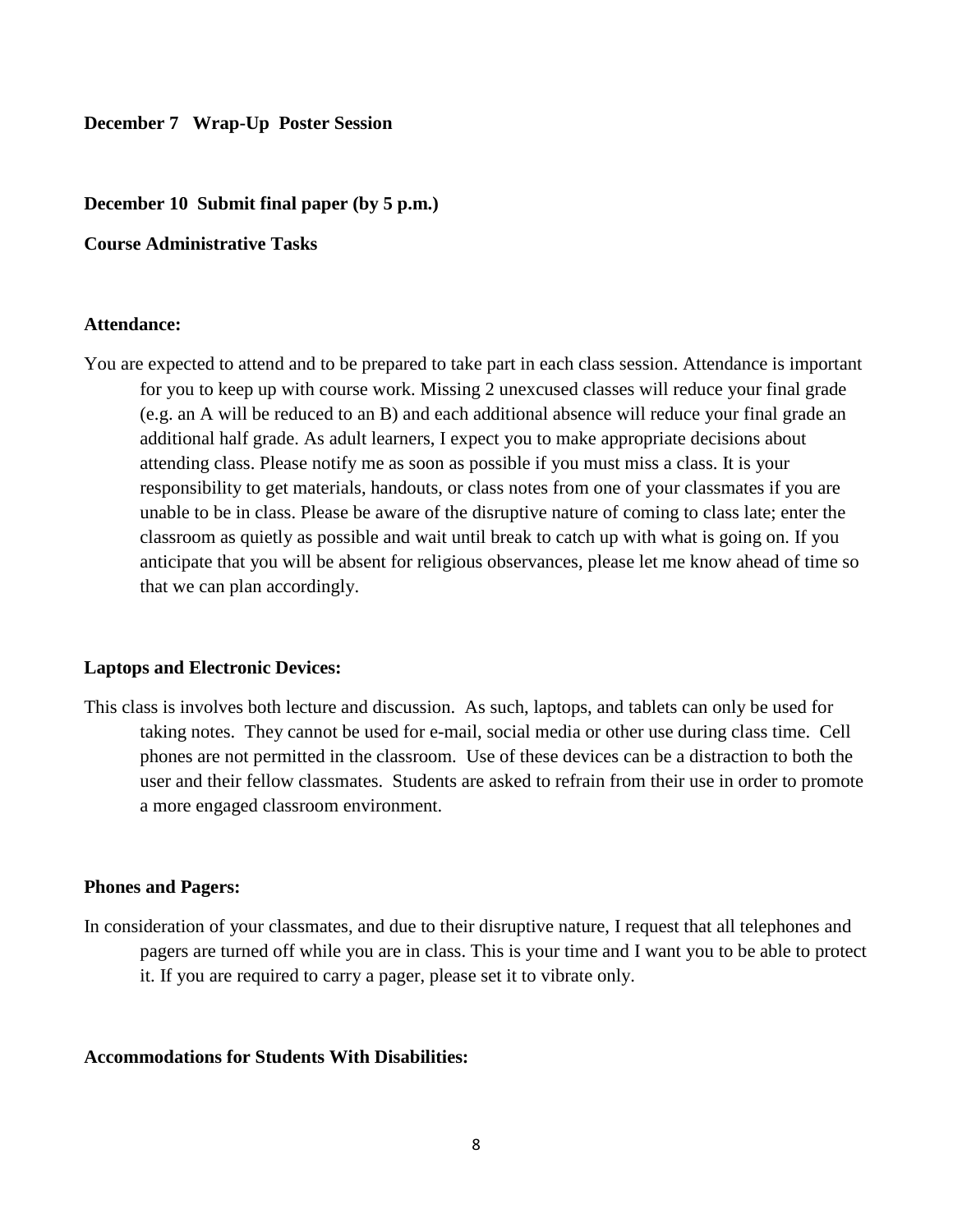**December 7 Wrap-Up Poster Session**

**December 10 Submit final paper (by 5 p.m.)**

**Course Administrative Tasks**

**Attendance:**

You are expected to attend and to be prepared to take part in each class session. Attendance is important for you to keep up with course work. Missing 2 unexcused classes will reduce your final grade (e.g. an A will be reduced to an B) and each additional absence will reduce your final grade an additional half grade. As adult learners, I expect you to make appropriate decisions about attending class. Please notify me as soon as possible if you must miss a class. It is your responsibility to get materials, handouts, or class notes from one of your classmates if you are unable to be in class. Please be aware of the disruptive nature of coming to class late; enter the classroom as quietly as possible and wait until break to catch up with what is going on. If you anticipate that you will be absent for religious observances, please let me know ahead of time so that we can plan accordingly.

**Laptops and Electronic Devices:**

This class is involves both lecture and discussion. As such, laptops, and tablets can only be used for taking notes. They cannot be used for e-mail, social media or other use during class time. Cell phones are not permitted in the classroom. Use of these devices can be a distraction to both the user and their fellow classmates. Students are asked to refrain from their use in order to promote a more engaged classroom environment.

**Phones and Pagers:**

In consideration of your classmates, and due to their disruptive nature, I request that all telephones and pagers are turned off while you are in class. This is your time and I want you to be able to protect it. If you are required to carry a pager, please set it to vibrate only.

**Accommodations for Students With Disabilities:**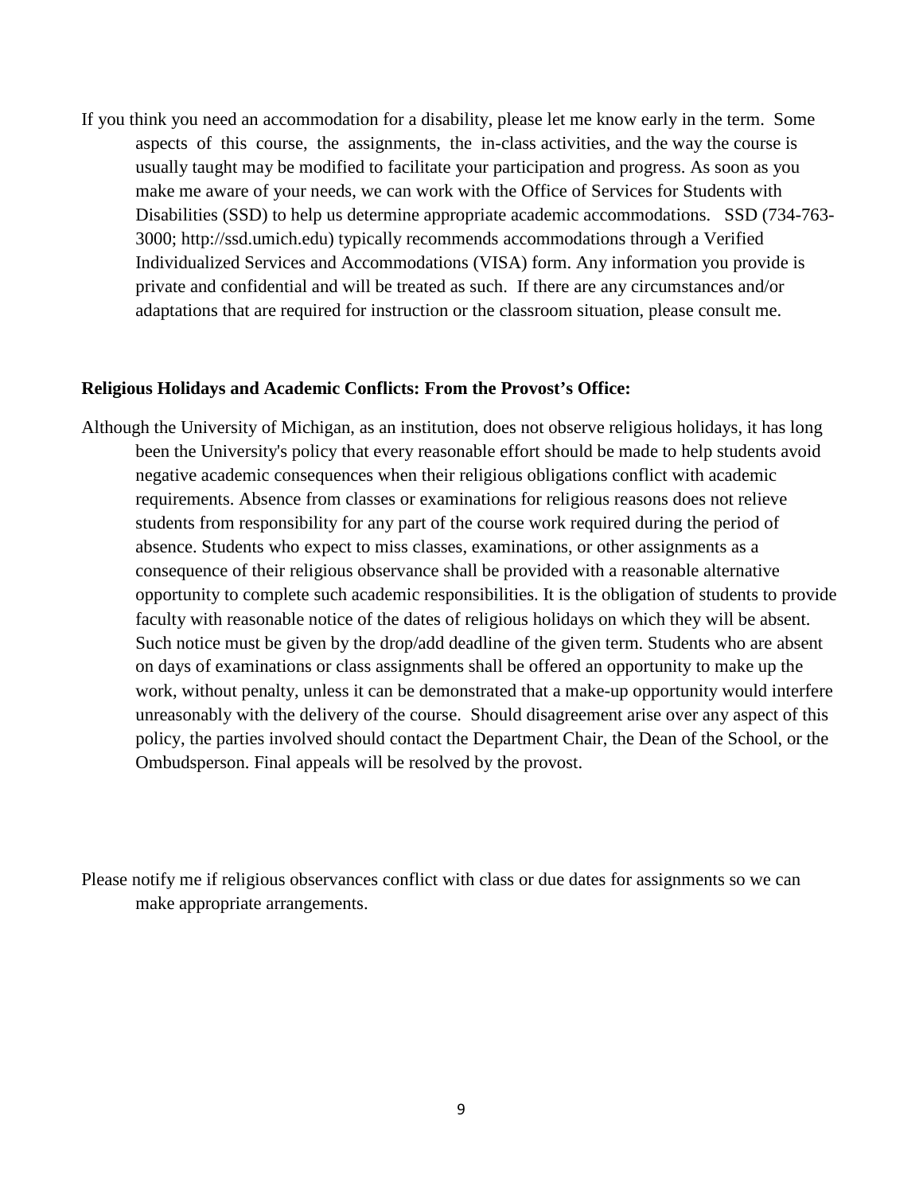If you think you need an accommodation for a disability, please let me know early in the term. Some aspects of this course, the assignments, the in-class activities, and the way the course is usually taught may be modified to facilitate your participation and progress. As soon as you make me aware of your needs, we can work with the Office of Services for Students with Disabilities (SSD) to help us determine appropriate academic accommodations. SSD (734-763-3000; http://ssd.umich.edu) typically recommends accommodations through a Verified Individualized Services and Accommodations (VISA) form. Any information you provide is private and confidential and will be treated as such. If there are any circumstances and/or adaptations that are required for instruction or the classroom situation, please consult me.

**Religious Holidays and Academic Conflicts: From the Provost's Office:**

Although the University of Michigan, as an institution, does not observe religious holidays, it has long been the University's policy that every reasonable effort should be made to help students avoid negative academic consequences when their religious obligations conflict with academic requirements. Absence from classes or examinations for religious reasons does not relieve students from responsibility for any part of the course work required during the period of absence. Students who expect to miss classes, examinations, or other assignments as a consequence of their religious observance shall be provided with a reasonable alternative opportunity to complete such academic responsibilities. It is the obligation of students to provide faculty with reasonable notice of the dates of religious holidays on which they will be absent. Such notice must be given by the drop/add deadline of the given term. Students who are absent on days of examinations or class assignments shall be offered an opportunity to make up the work, without penalty, unless it can be demonstrated that a make-up opportunity would interfere unreasonably with the delivery of the course. Should disagreement arise over any aspect of this policy, the parties involved should contact the Department Chair, the Dean of the School, or the Ombudsperson. Final appeals will be resolved by the provost.

Please notify me if religious observances conflict with class or due dates for assignments so we can make appropriate arrangements.